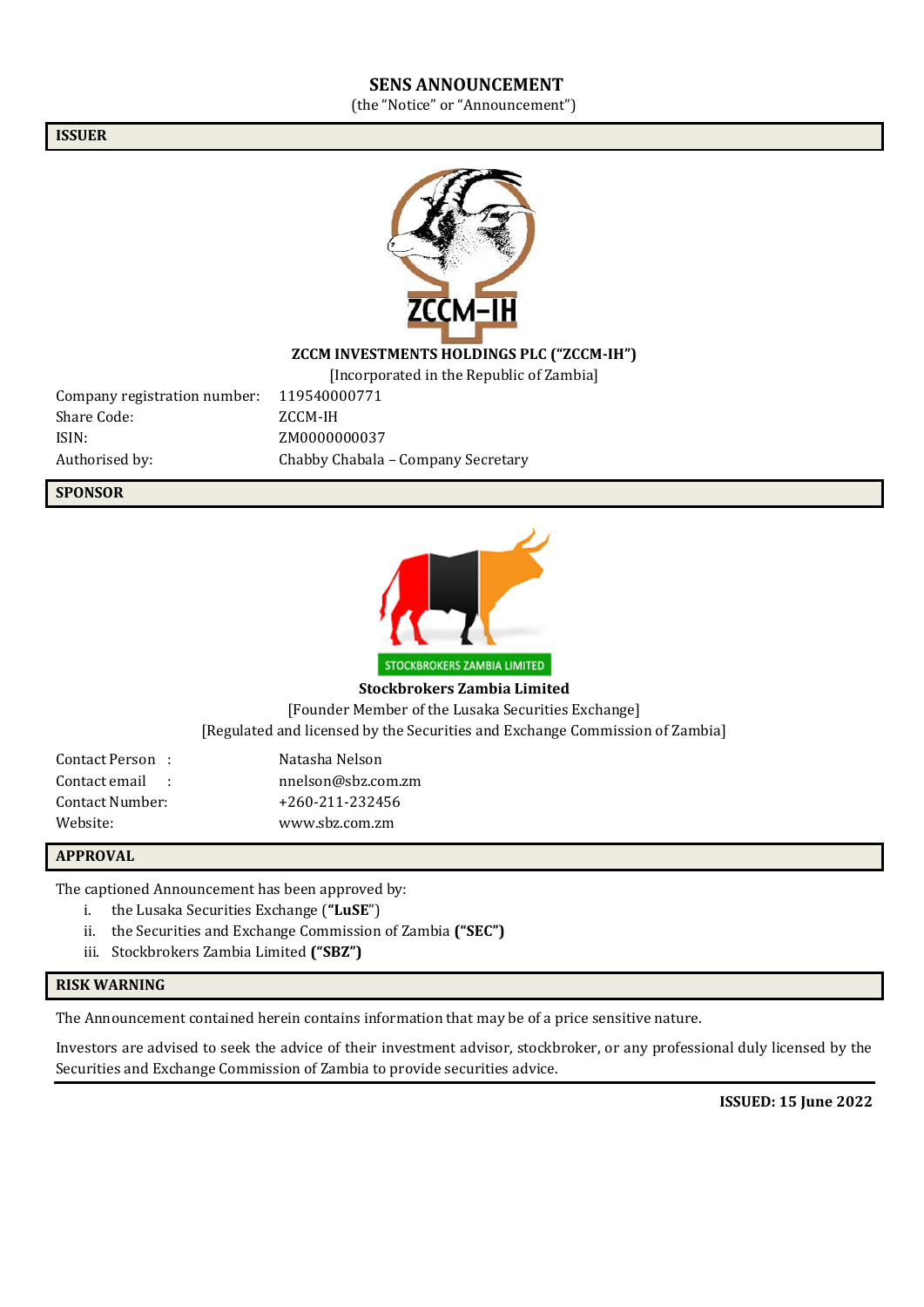# SENS ANNOUNCEMENT

(the "Notice" or "Announcement")

## ISSUER

**ZCCM INVESTMENTS HOLDINGS PLC ("ZCCM-IH")**

[Incorporated in the Republic of Zambia]

| | |
|---|---|
| Company registration number: | 119540000771 |
| Share Code: | ZCCM-IH |
| ISIN: | ZM0000000037 |
| Authorised by: | Chabby Chabala – Company Secretary |

## SPONSOR

**Stockbrokers Zambia Limited**

[Founder Member of the Lusaka Securities Exchange]

[Regulated and licensed by the Securities and Exchange Commission of Zambia]

| | |
|---|---|
| Contact Person : | Natasha Nelson |
| Contact email : | nnelson@sbz.com.zm |
| Contact Number: | +260-211-232456 |
| Website: | www.sbz.com.zm |

## APPROVAL

The captioned Announcement has been approved by:

i. the Lusaka Securities Exchange (**"LuSE"**)
ii. the Securities and Exchange Commission of Zambia **("SEC")**
iii. Stockbrokers Zambia Limited **("SBZ")**

## RISK WARNING

The Announcement contained herein contains information that may be of a price sensitive nature.

Investors are advised to seek the advice of their investment advisor, stockbroker, or any professional duly licensed by the Securities and Exchange Commission of Zambia to provide securities advice.

**ISSUED: 15 June 2022**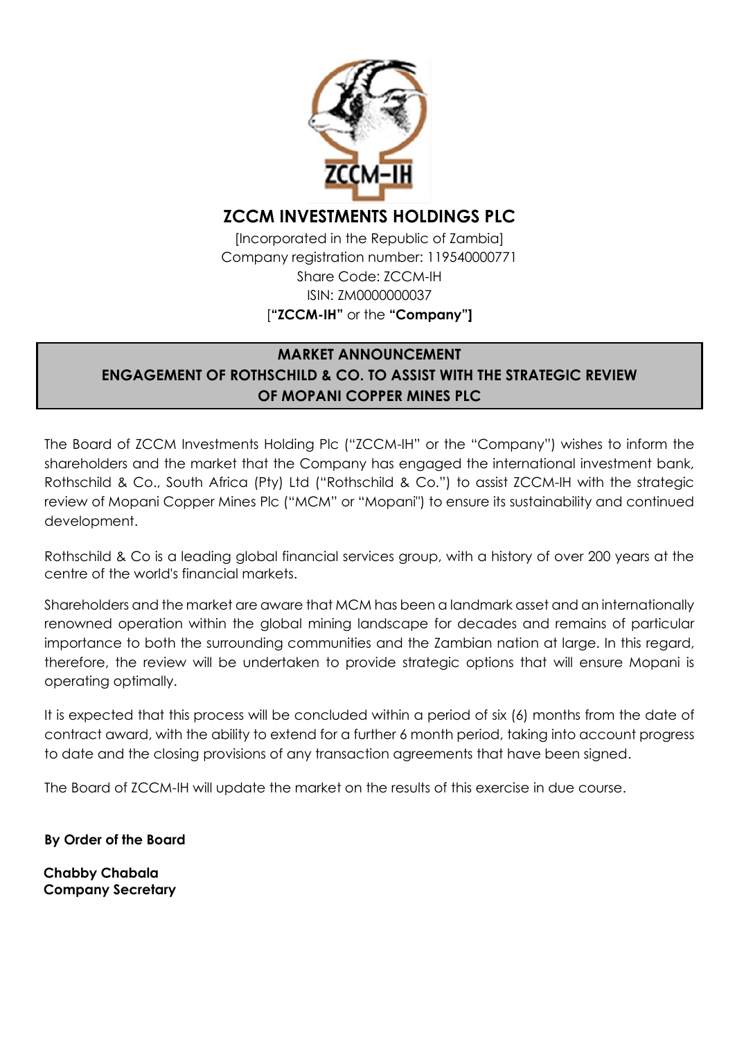# ZCCM INVESTMENTS HOLDINGS PLC

[Incorporated in the Republic of Zambia]
Company registration number: 119540000771
Share Code: ZCCM-IH
ISIN: ZM0000000037
[**"ZCCM-IH"** or the **"Company"]**

## MARKET ANNOUNCEMENT
## ENGAGEMENT OF ROTHSCHILD & CO. TO ASSIST WITH THE STRATEGIC REVIEW OF MOPANI COPPER MINES PLC

The Board of ZCCM Investments Holding Plc ("ZCCM-IH" or the "Company") wishes to inform the shareholders and the market that the Company has engaged the international investment bank, Rothschild & Co., South Africa (Pty) Ltd ("Rothschild & Co.") to assist ZCCM-IH with the strategic review of Mopani Copper Mines Plc ("MCM" or "Mopani") to ensure its sustainability and continued development.

Rothschild & Co is a leading global financial services group, with a history of over 200 years at the centre of the world's financial markets.

Shareholders and the market are aware that MCM has been a landmark asset and an internationally renowned operation within the global mining landscape for decades and remains of particular importance to both the surrounding communities and the Zambian nation at large. In this regard, therefore, the review will be undertaken to provide strategic options that will ensure Mopani is operating optimally.

It is expected that this process will be concluded within a period of six (6) months from the date of contract award, with the ability to extend for a further 6 month period, taking into account progress to date and the closing provisions of any transaction agreements that have been signed.

The Board of ZCCM-IH will update the market on the results of this exercise in due course.

**By Order of the Board**

**Chabby Chabala**
**Company Secretary**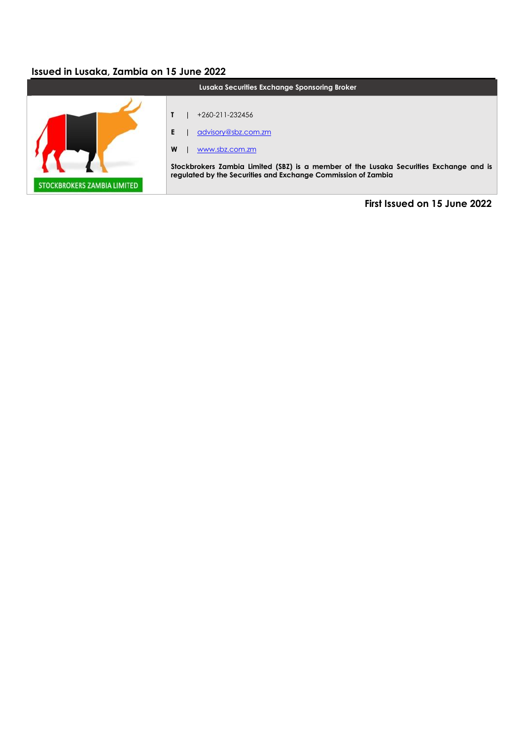**Issued in Lusaka, Zambia on 15 June 2022**

| Lusaka Securities Exchange Sponsoring Broker | |
|---|---|
| STOCKBROKERS ZAMBIA LIMITED | **T** \| +260-211-232456<br>**E** \| advisory@sbz.com.zm<br>**W** \| www.sbz.com.zm<br>**Stockbrokers Zambia Limited (SBZ) is a member of the Lusaka Securities Exchange and is regulated by the Securities and Exchange Commission of Zambia** |

**First Issued on 15 June 2022**